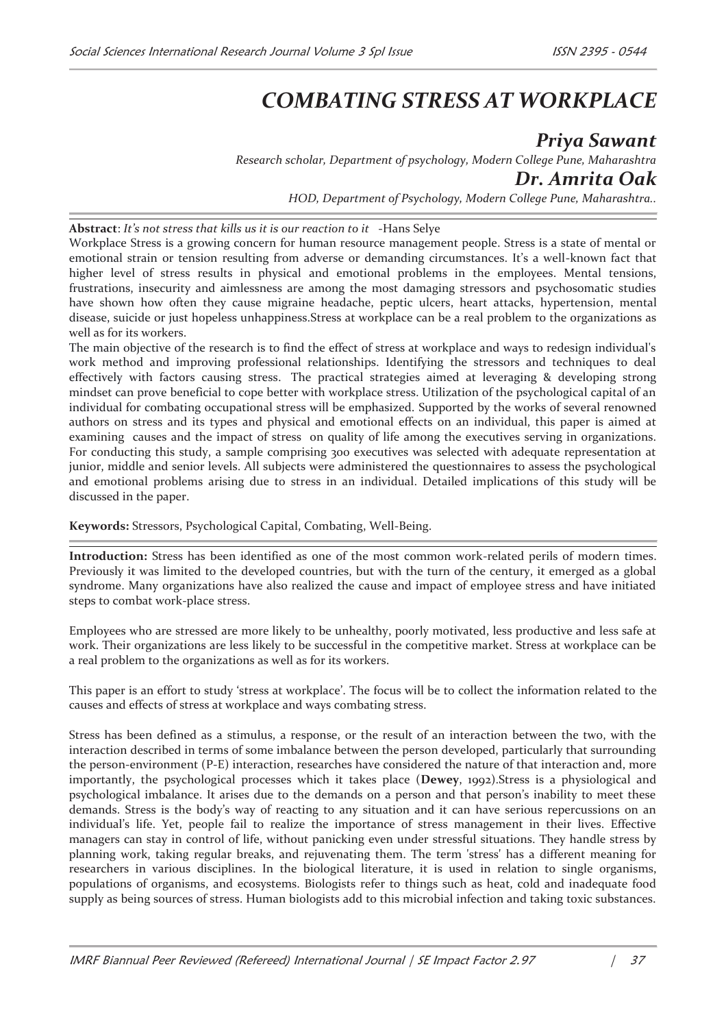# COMBATING STRESS AT WORKPLACE

## *Priya Sawant*

*Research scholar, Department of psychology, Modern College Pune, Maharashtra*

## *Dr. Amrita Oak*

*HOD, Department of Psychology, Modern College Pune, Maharashtra..*

**Abstract**: *It's not stress that kills us it is our reaction to it* -Hans Selye

Workplace Stress is a growing concern for human resource management people. Stress is a state of mental or emotional strain or tension resulting from adverse or demanding circumstances. It's a well-known fact that higher level of stress results in physical and emotional problems in the employees. Mental tensions, frustrations, insecurity and aimlessness are among the most damaging stressors and psychosomatic studies have shown how often they cause migraine headache, peptic ulcers, heart attacks, hypertension, mental disease, suicide or just hopeless unhappiness.Stress at workplace can be a real problem to the organizations as well as for its workers.

The main objective of the research is to find the effect of stress at workplace and ways to redesign individual's work method and improving professional relationships. Identifying the stressors and techniques to deal effectively with factors causing stress. The practical strategies aimed at leveraging & developing strong mindset can prove beneficial to cope better with workplace stress. Utilization of the psychological capital of an individual for combating occupational stress will be emphasized. Supported by the works of several renowned authors on stress and its types and physical and emotional effects on an individual, this paper is aimed at examining causes and the impact of stress on quality of life among the executives serving in organizations. For conducting this study, a sample comprising 300 executives was selected with adequate representation at junior, middle and senior levels. All subjects were administered the questionnaires to assess the psychological and emotional problems arising due to stress in an individual. Detailed implications of this study will be discussed in the paper.

**Keywords:** Stressors, Psychological Capital, Combating, Well-Being.

**Introduction:** Stress has been identified as one of the most common work-related perils of modern times. Previously it was limited to the developed countries, but with the turn of the century, it emerged as a global syndrome. Many organizations have also realized the cause and impact of employee stress and have initiated steps to combat work-place stress.

Employees who are stressed are more likely to be unhealthy, poorly motivated, less productive and less safe at work. Their organizations are less likely to be successful in the competitive market. Stress at workplace can be a real problem to the organizations as well as for its workers.

This paper is an effort to study 'stress at workplace'. The focus will be to collect the information related to the causes and effects of stress at workplace and ways combating stress.

Stress has been defined as a stimulus, a response, or the result of an interaction between the two, with the interaction described in terms of some imbalance between the person developed, particularly that surrounding the person-environment (P-E) interaction, researches have considered the nature of that interaction and, more importantly, the psychological processes which it takes place (**Dewey**, 1992).Stress is a physiological and psychological imbalance. It arises due to the demands on a person and that person's inability to meet these demands. Stress is the body's way of reacting to any situation and it can have serious repercussions on an individual's life. Yet, people fail to realize the importance of stress management in their lives. Effective managers can stay in control of life, without panicking even under stressful situations. They handle stress by planning work, taking regular breaks, and rejuvenating them. The term 'stress' has a different meaning for researchers in various disciplines. In the biological literature, it is used in relation to single organisms, populations of organisms, and ecosystems. Biologists refer to things such as heat, cold and inadequate food supply as being sources of stress. Human biologists add to this microbial infection and taking toxic substances.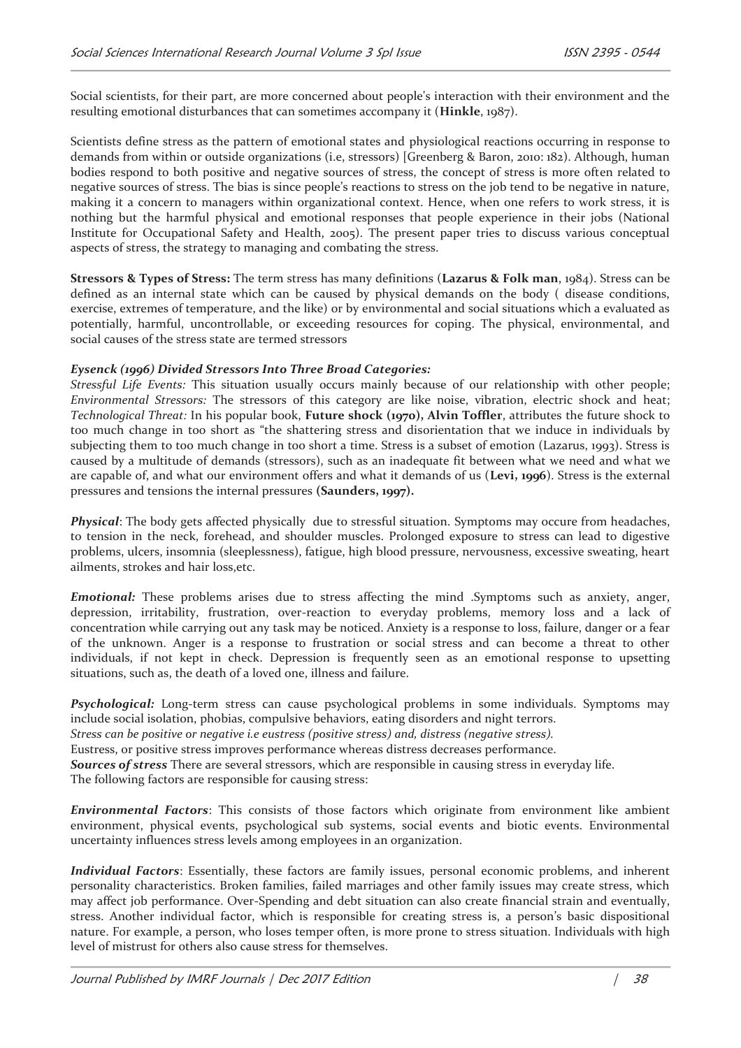Social scientists, for their part, are more concerned about people's interaction with their environment and the resulting emotional disturbances that can sometimes accompany it (**Hinkle**, 1987).

Scientists define stress as the pattern of emotional states and physiological reactions occurring in response to demands from within or outside organizations (i.e, stressors) [Greenberg & Baron, 2010: 182). Although, human bodies respond to both positive and negative sources of stress, the concept of stress is more often related to negative sources of stress. The bias is since people's reactions to stress on the job tend to be negative in nature, making it a concern to managers within organizational context. Hence, when one refers to work stress, it is nothing but the harmful physical and emotional responses that people experience in their jobs (National Institute for Occupational Safety and Health, 2005). The present paper tries to discuss various conceptual aspects of stress, the strategy to managing and combating the stress.

**Stressors & Types of Stress:** The term stress has many definitions (**Lazarus & Folk man**, 1984). Stress can be defined as an internal state which can be caused by physical demands on the body ( disease conditions, exercise, extremes of temperature, and the like) or by environmental and social situations which a evaluated as potentially, harmful, uncontrollable, or exceeding resources for coping. The physical, environmental, and social causes of the stress state are termed stressors

***Eysenck (1996) Divided Stressors Into Three Broad Categories:***

*Stressful Life Events:* This situation usually occurs mainly because of our relationship with other people; *Environmental Stressors:* The stressors of this category are like noise, vibration, electric shock and heat; *Technological Threat:* In his popular book, **Future shock (1970), Alvin Toffler**, attributes the future shock to too much change in too short as "the shattering stress and disorientation that we induce in individuals by subjecting them to too much change in too short a time. Stress is a subset of emotion (Lazarus, 1993). Stress is caused by a multitude of demands (stressors), such as an inadequate fit between what we need and what we are capable of, and what our environment offers and what it demands of us (**Levi, 1996**). Stress is the external pressures and tensions the internal pressures **(Saunders, 1997).**

***Physical***: The body gets affected physically due to stressful situation. Symptoms may occure from headaches, to tension in the neck, forehead, and shoulder muscles. Prolonged exposure to stress can lead to digestive problems, ulcers, insomnia (sleeplessness), fatigue, high blood pressure, nervousness, excessive sweating, heart ailments, strokes and hair loss,etc.

***Emotional:*** These problems arises due to stress affecting the mind .Symptoms such as anxiety, anger, depression, irritability, frustration, over-reaction to everyday problems, memory loss and a lack of concentration while carrying out any task may be noticed. Anxiety is a response to loss, failure, danger or a fear of the unknown. Anger is a response to frustration or social stress and can become a threat to other individuals, if not kept in check. Depression is frequently seen as an emotional response to upsetting situations, such as, the death of a loved one, illness and failure.

***Psychological:*** Long-term stress can cause psychological problems in some individuals. Symptoms may include social isolation, phobias, compulsive behaviors, eating disorders and night terrors.

*Stress can be positive or negative i.e eustress (positive stress) and, distress (negative stress).*

Eustress, or positive stress improves performance whereas distress decreases performance.

***Sources of stress*** There are several stressors, which are responsible in causing stress in everyday life.

The following factors are responsible for causing stress:

***Environmental Factors***: This consists of those factors which originate from environment like ambient environment, physical events, psychological sub systems, social events and biotic events. Environmental uncertainty influences stress levels among employees in an organization.

***Individual Factors***: Essentially, these factors are family issues, personal economic problems, and inherent personality characteristics. Broken families, failed marriages and other family issues may create stress, which may affect job performance. Over-Spending and debt situation can also create financial strain and eventually, stress. Another individual factor, which is responsible for creating stress is, a person's basic dispositional nature. For example, a person, who loses temper often, is more prone to stress situation. Individuals with high level of mistrust for others also cause stress for themselves.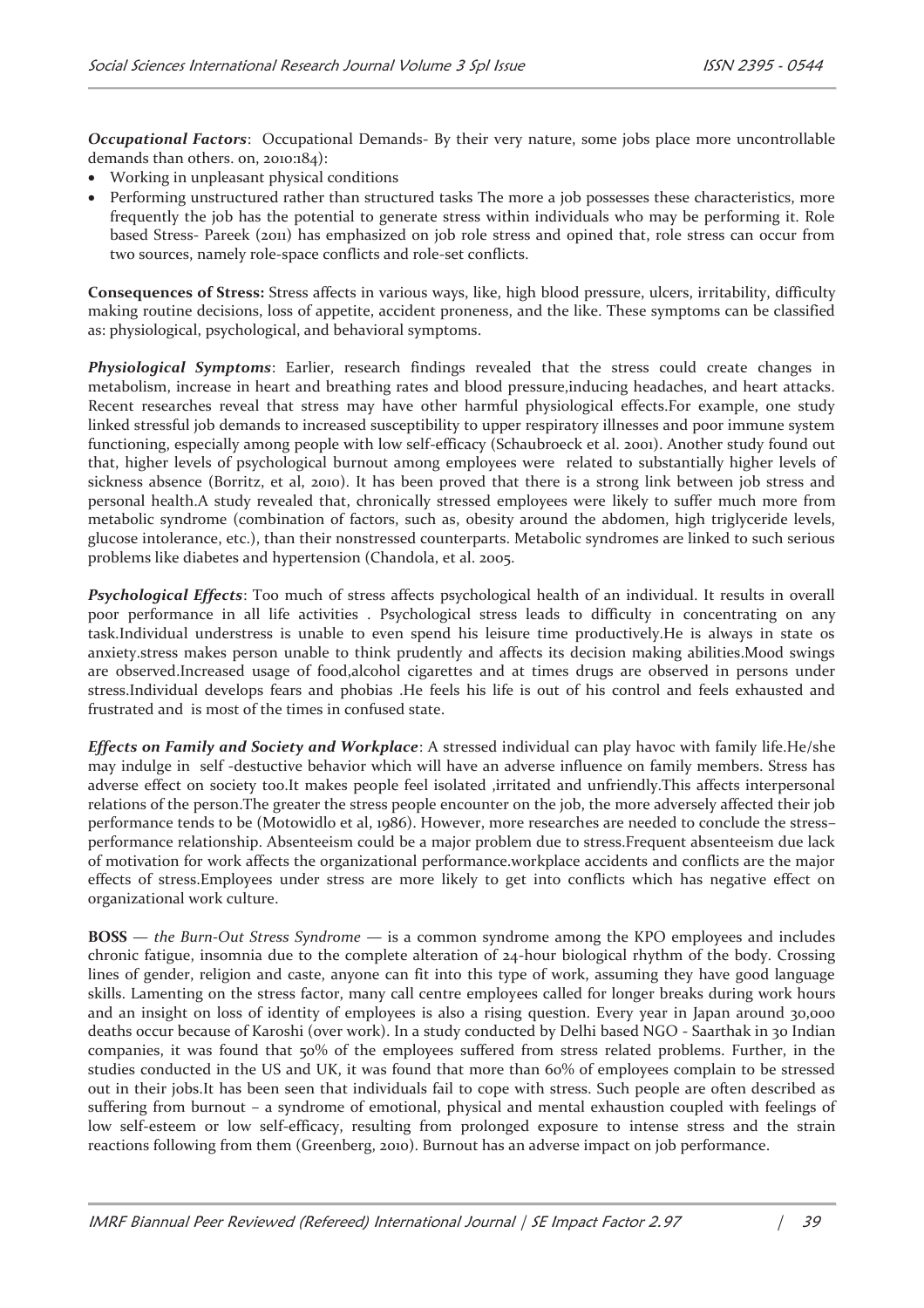***Occupational Factors***: Occupational Demands- By their very nature, some jobs place more uncontrollable demands than others. on, 2010:184):

- Working in unpleasant physical conditions
- Performing unstructured rather than structured tasks The more a job possesses these characteristics, more frequently the job has the potential to generate stress within individuals who may be performing it. Role based Stress- Pareek (2011) has emphasized on job role stress and opined that, role stress can occur from two sources, namely role-space conflicts and role-set conflicts.

**Consequences of Stress:** Stress affects in various ways, like, high blood pressure, ulcers, irritability, difficulty making routine decisions, loss of appetite, accident proneness, and the like. These symptoms can be classified as: physiological, psychological, and behavioral symptoms.

***Physiological Symptoms***: Earlier, research findings revealed that the stress could create changes in metabolism, increase in heart and breathing rates and blood pressure,inducing headaches, and heart attacks. Recent researches reveal that stress may have other harmful physiological effects.For example, one study linked stressful job demands to increased susceptibility to upper respiratory illnesses and poor immune system functioning, especially among people with low self-efficacy (Schaubroeck et al. 2001). Another study found out that, higher levels of psychological burnout among employees were related to substantially higher levels of sickness absence (Borritz, et al, 2010). It has been proved that there is a strong link between job stress and personal health.A study revealed that, chronically stressed employees were likely to suffer much more from metabolic syndrome (combination of factors, such as, obesity around the abdomen, high triglyceride levels, glucose intolerance, etc.), than their nonstressed counterparts. Metabolic syndromes are linked to such serious problems like diabetes and hypertension (Chandola, et al. 2005.

***Psychological Effects***: Too much of stress affects psychological health of an individual. It results in overall poor performance in all life activities . Psychological stress leads to difficulty in concentrating on any task.Individual understress is unable to even spend his leisure time productively.He is always in state os anxiety.stress makes person unable to think prudently and affects its decision making abilities.Mood swings are observed.Increased usage of food,alcohol cigarettes and at times drugs are observed in persons under stress.Individual develops fears and phobias .He feels his life is out of his control and feels exhausted and frustrated and is most of the times in confused state.

***Effects on Family and Society and Workplace***: A stressed individual can play havoc with family life.He/she may indulge in self -destuctive behavior which will have an adverse influence on family members. Stress has adverse effect on society too.It makes people feel isolated ,irritated and unfriendly.This affects interpersonal relations of the person.The greater the stress people encounter on the job, the more adversely affected their job performance tends to be (Motowidlo et al, 1986). However, more researches are needed to conclude the stress–performance relationship. Absenteeism could be a major problem due to stress.Frequent absenteeism due lack of motivation for work affects the organizational performance.workplace accidents and conflicts are the major effects of stress.Employees under stress are more likely to get into conflicts which has negative effect on organizational work culture.

**BOSS** — *the Burn-Out Stress Syndrome* — is a common syndrome among the KPO employees and includes chronic fatigue, insomnia due to the complete alteration of 24-hour biological rhythm of the body. Crossing lines of gender, religion and caste, anyone can fit into this type of work, assuming they have good language skills. Lamenting on the stress factor, many call centre employees called for longer breaks during work hours and an insight on loss of identity of employees is also a rising question. Every year in Japan around 30,000 deaths occur because of Karoshi (over work). In a study conducted by Delhi based NGO - Saarthak in 30 Indian companies, it was found that 50% of the employees suffered from stress related problems. Further, in the studies conducted in the US and UK, it was found that more than 60% of employees complain to be stressed out in their jobs.It has been seen that individuals fail to cope with stress. Such people are often described as suffering from burnout – a syndrome of emotional, physical and mental exhaustion coupled with feelings of low self-esteem or low self-efficacy, resulting from prolonged exposure to intense stress and the strain reactions following from them (Greenberg, 2010). Burnout has an adverse impact on job performance.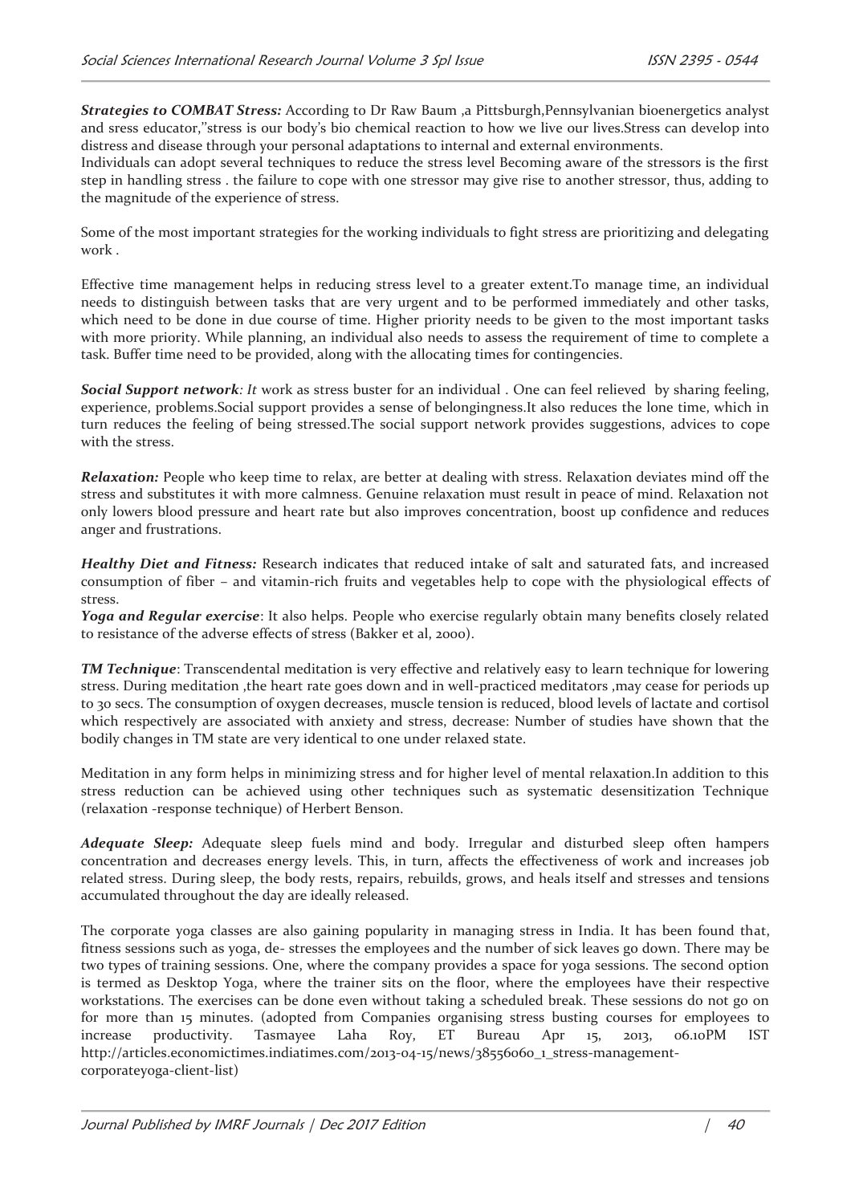***Strategies to COMBAT Stress:*** According to Dr Raw Baum ,a Pittsburgh,Pennsylvanian bioenergetics analyst and sress educator,"stress is our body's bio chemical reaction to how we live our lives.Stress can develop into distress and disease through your personal adaptations to internal and external environments.
Individuals can adopt several techniques to reduce the stress level Becoming aware of the stressors is the first step in handling stress . the failure to cope with one stressor may give rise to another stressor, thus, adding to the magnitude of the experience of stress.

Some of the most important strategies for the working individuals to fight stress are prioritizing and delegating work .

Effective time management helps in reducing stress level to a greater extent.To manage time, an individual needs to distinguish between tasks that are very urgent and to be performed immediately and other tasks, which need to be done in due course of time. Higher priority needs to be given to the most important tasks with more priority. While planning, an individual also needs to assess the requirement of time to complete a task. Buffer time need to be provided, along with the allocating times for contingencies.

***Social Support network****: It* work as stress buster for an individual . One can feel relieved by sharing feeling, experience, problems.Social support provides a sense of belongingness.It also reduces the lone time, which in turn reduces the feeling of being stressed.The social support network provides suggestions, advices to cope with the stress.

***Relaxation:*** People who keep time to relax, are better at dealing with stress. Relaxation deviates mind off the stress and substitutes it with more calmness. Genuine relaxation must result in peace of mind. Relaxation not only lowers blood pressure and heart rate but also improves concentration, boost up confidence and reduces anger and frustrations.

***Healthy Diet and Fitness:*** Research indicates that reduced intake of salt and saturated fats, and increased consumption of fiber – and vitamin-rich fruits and vegetables help to cope with the physiological effects of stress.
***Yoga and Regular exercise***: It also helps. People who exercise regularly obtain many benefits closely related to resistance of the adverse effects of stress (Bakker et al, 2000).

***TM Technique***: Transcendental meditation is very effective and relatively easy to learn technique for lowering stress. During meditation ,the heart rate goes down and in well-practiced meditators ,may cease for periods up to 30 secs. The consumption of oxygen decreases, muscle tension is reduced, blood levels of lactate and cortisol which respectively are associated with anxiety and stress, decrease: Number of studies have shown that the bodily changes in TM state are very identical to one under relaxed state.

Meditation in any form helps in minimizing stress and for higher level of mental relaxation.In addition to this stress reduction can be achieved using other techniques such as systematic desensitization Technique (relaxation -response technique) of Herbert Benson.

***Adequate Sleep:*** Adequate sleep fuels mind and body. Irregular and disturbed sleep often hampers concentration and decreases energy levels. This, in turn, affects the effectiveness of work and increases job related stress. During sleep, the body rests, repairs, rebuilds, grows, and heals itself and stresses and tensions accumulated throughout the day are ideally released.

The corporate yoga classes are also gaining popularity in managing stress in India. It has been found that, fitness sessions such as yoga, de- stresses the employees and the number of sick leaves go down. There may be two types of training sessions. One, where the company provides a space for yoga sessions. The second option is termed as Desktop Yoga, where the trainer sits on the floor, where the employees have their respective workstations. The exercises can be done even without taking a scheduled break. These sessions do not go on for more than 15 minutes. (adopted from Companies organising stress busting courses for employees to increase productivity. Tasmayee Laha Roy, ET Bureau Apr 15, 2013, 06.10PM IST http://articles.economictimes.indiatimes.com/2013-04-15/news/38556060_1_stress-management-corporateyoga-client-list)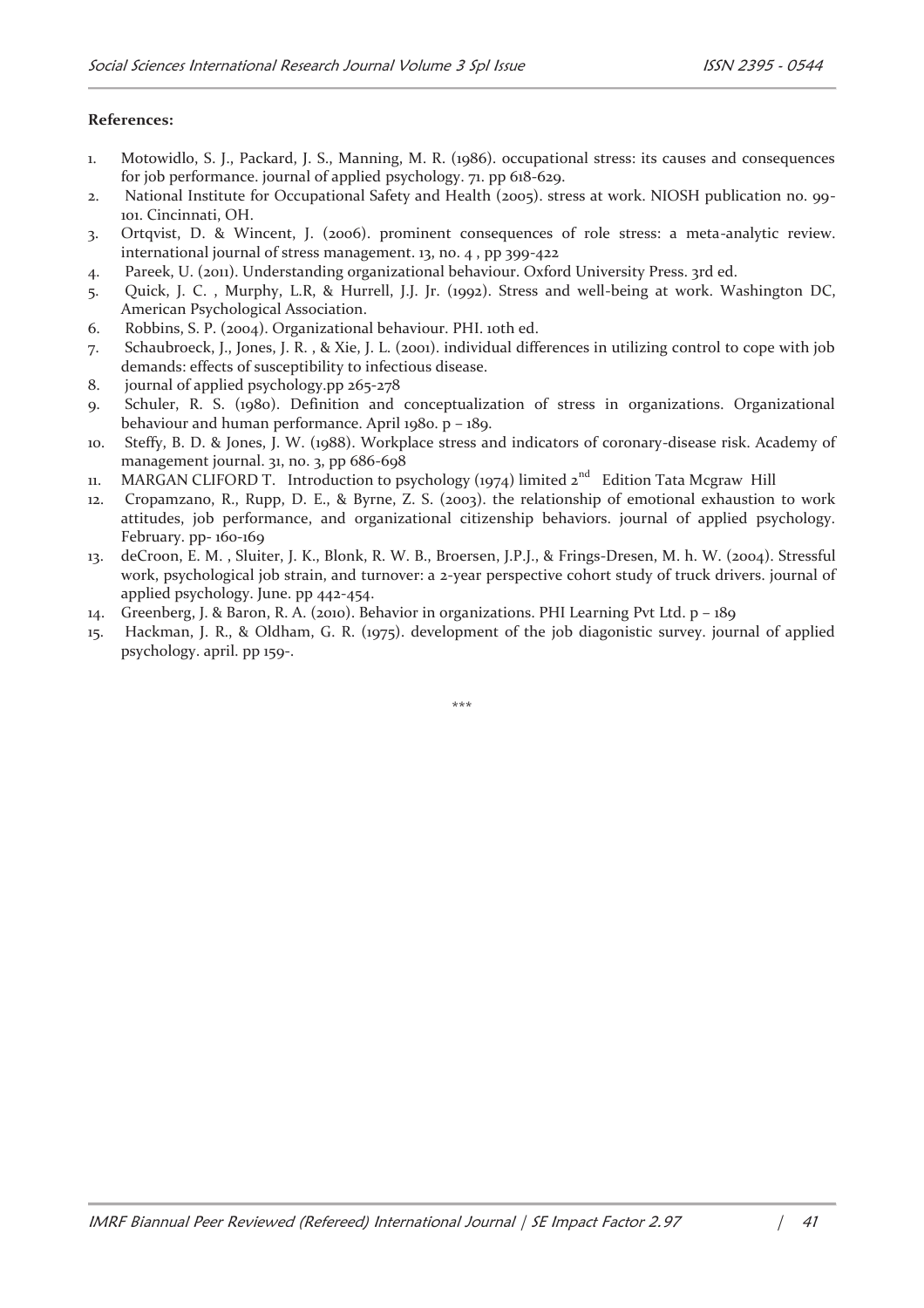**References:**

1. Motowidlo, S. J., Packard, J. S., Manning, M. R. (1986). occupational stress: its causes and consequences for job performance. journal of applied psychology. 71. pp 618-629.
2. National Institute for Occupational Safety and Health (2005). stress at work. NIOSH publication no. 99-101. Cincinnati, OH.
3. Ortqvist, D. & Wincent, J. (2006). prominent consequences of role stress: a meta-analytic review. international journal of stress management. 13, no. 4 , pp 399-422
4. Pareek, U. (2011). Understanding organizational behaviour. Oxford University Press. 3rd ed.
5. Quick, J. C. , Murphy, L.R, & Hurrell, J.J. Jr. (1992). Stress and well-being at work. Washington DC, American Psychological Association.
6. Robbins, S. P. (2004). Organizational behaviour. PHI. 10th ed.
7. Schaubroeck, J., Jones, J. R. , & Xie, J. L. (2001). individual differences in utilizing control to cope with job demands: effects of susceptibility to infectious disease.
8. journal of applied psychology.pp 265-278
9. Schuler, R. S. (1980). Definition and conceptualization of stress in organizations. Organizational behaviour and human performance. April 1980. p – 189.
10. Steffy, B. D. & Jones, J. W. (1988). Workplace stress and indicators of coronary-disease risk. Academy of management journal. 31, no. 3, pp 686-698
11. MARGAN CLIFORD T. Introduction to psychology (1974) limited 2nd Edition Tata Mcgraw Hill
12. Cropamzano, R., Rupp, D. E., & Byrne, Z. S. (2003). the relationship of emotional exhaustion to work attitudes, job performance, and organizational citizenship behaviors. journal of applied psychology. February. pp- 160-169
13. deCroon, E. M. , Sluiter, J. K., Blonk, R. W. B., Broersen, J.P.J., & Frings-Dresen, M. h. W. (2004). Stressful work, psychological job strain, and turnover: a 2-year perspective cohort study of truck drivers. journal of applied psychology. June. pp 442-454.
14. Greenberg, J. & Baron, R. A. (2010). Behavior in organizations. PHI Learning Pvt Ltd. p – 189
15. Hackman, J. R., & Oldham, G. R. (1975). development of the job diagonistic survey. journal of applied psychology. april. pp 159-.

***